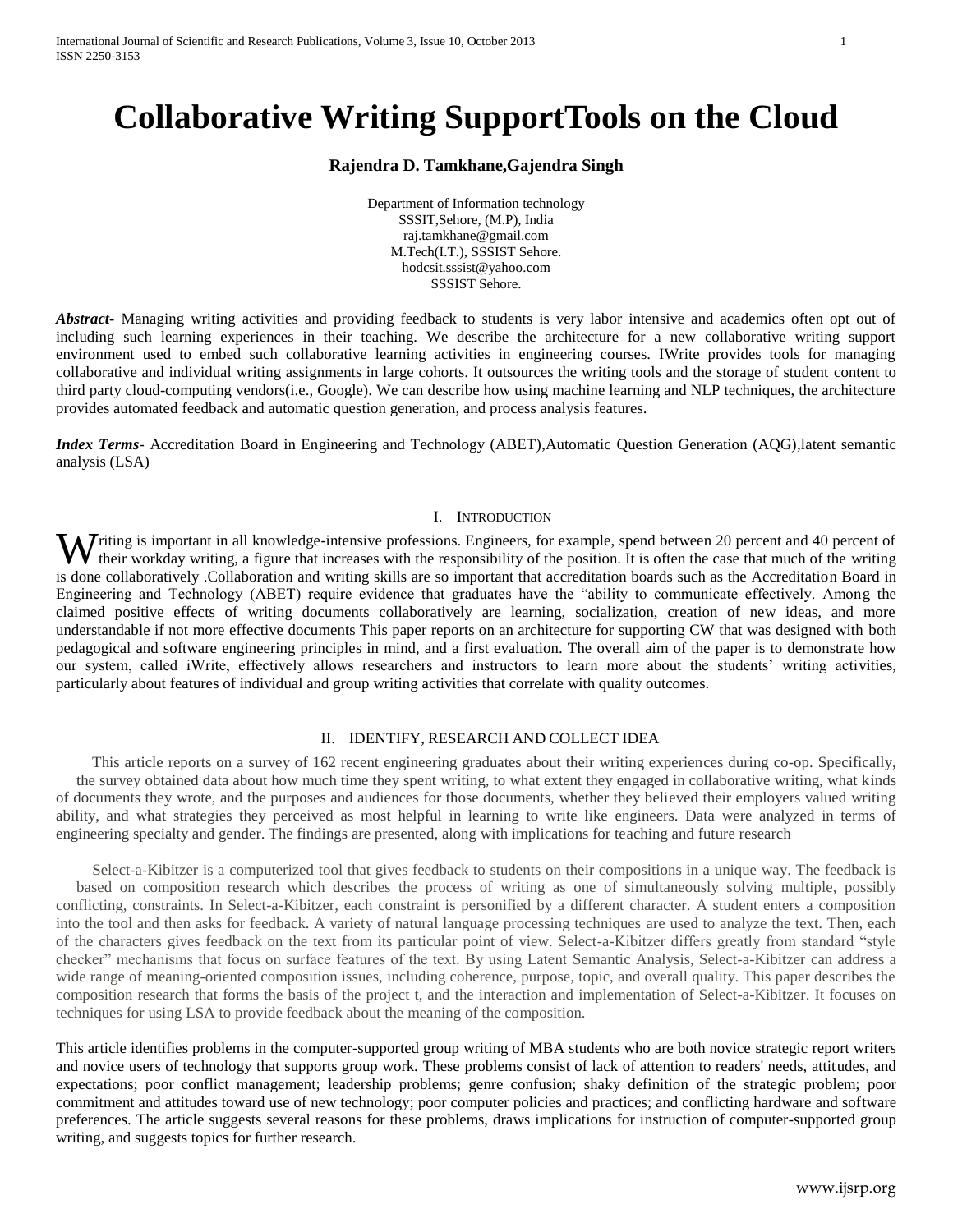# Collaborative Writing SupportTools on the Cloud

**Rajendra D. Tamkhane,Gajendra Singh**

Department of Information technology
SSSIT,Sehore, (M.P), India
raj.tamkhane@gmail.com
M.Tech(I.T.), SSSIST Sehore.
hodcsit.sssist@yahoo.com
SSSIST Sehore.

***Abstract***- Managing writing activities and providing feedback to students is very labor intensive and academics often opt out of including such learning experiences in their teaching. We describe the architecture for a new collaborative writing support environment used to embed such collaborative learning activities in engineering courses. IWrite provides tools for managing collaborative and individual writing assignments in large cohorts. It outsources the writing tools and the storage of student content to third party cloud-computing vendors(i.e., Google). We can describe how using machine learning and NLP techniques, the architecture provides automated feedback and automatic question generation, and process analysis features.

***Index Terms***- Accreditation Board in Engineering and Technology (ABET),Automatic Question Generation (AQG),latent semantic analysis (LSA)

## I. Introduction

Writing is important in all knowledge-intensive professions. Engineers, for example, spend between 20 percent and 40 percent of their workday writing, a figure that increases with the responsibility of the position. It is often the case that much of the writing is done collaboratively .Collaboration and writing skills are so important that accreditation boards such as the Accreditation Board in Engineering and Technology (ABET) require evidence that graduates have the "ability to communicate effectively. Among the claimed positive effects of writing documents collaboratively are learning, socialization, creation of new ideas, and more understandable if not more effective documents This paper reports on an architecture for supporting CW that was designed with both pedagogical and software engineering principles in mind, and a first evaluation. The overall aim of the paper is to demonstrate how our system, called iWrite, effectively allows researchers and instructors to learn more about the students' writing activities, particularly about features of individual and group writing activities that correlate with quality outcomes.

## II. IDENTIFY, RESEARCH AND COLLECT IDEA

This article reports on a survey of 162 recent engineering graduates about their writing experiences during co-op. Specifically, the survey obtained data about how much time they spent writing, to what extent they engaged in collaborative writing, what kinds of documents they wrote, and the purposes and audiences for those documents, whether they believed their employers valued writing ability, and what strategies they perceived as most helpful in learning to write like engineers. Data were analyzed in terms of engineering specialty and gender. The findings are presented, along with implications for teaching and future research

Select-a-Kibitzer is a computerized tool that gives feedback to students on their compositions in a unique way. The feedback is based on composition research which describes the process of writing as one of simultaneously solving multiple, possibly conflicting, constraints. In Select-a-Kibitzer, each constraint is personified by a different character. A student enters a composition into the tool and then asks for feedback. A variety of natural language processing techniques are used to analyze the text. Then, each of the characters gives feedback on the text from its particular point of view. Select-a-Kibitzer differs greatly from standard "style checker" mechanisms that focus on surface features of the text. By using Latent Semantic Analysis, Select-a-Kibitzer can address a wide range of meaning-oriented composition issues, including coherence, purpose, topic, and overall quality. This paper describes the composition research that forms the basis of the project t, and the interaction and implementation of Select-a-Kibitzer. It focuses on techniques for using LSA to provide feedback about the meaning of the composition.

This article identifies problems in the computer-supported group writing of MBA students who are both novice strategic report writers and novice users of technology that supports group work. These problems consist of lack of attention to readers' needs, attitudes, and expectations; poor conflict management; leadership problems; genre confusion; shaky definition of the strategic problem; poor commitment and attitudes toward use of new technology; poor computer policies and practices; and conflicting hardware and software preferences. The article suggests several reasons for these problems, draws implications for instruction of computer-supported group writing, and suggests topics for further research.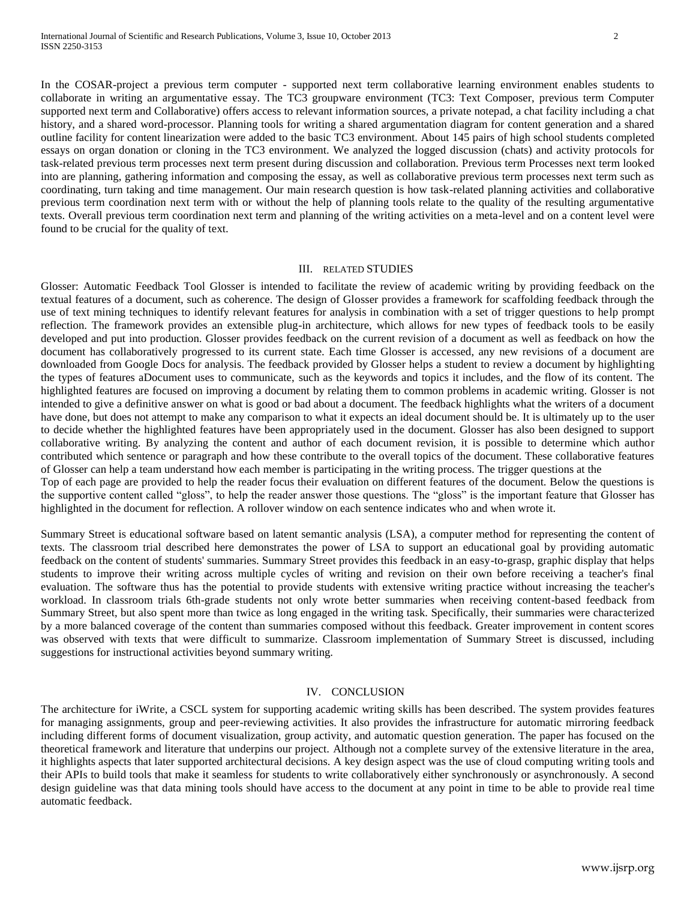In the COSAR-project a previous term computer - supported next term collaborative learning environment enables students to collaborate in writing an argumentative essay. The TC3 groupware environment (TC3: Text Composer, previous term Computer supported next term and Collaborative) offers access to relevant information sources, a private notepad, a chat facility including a chat history, and a shared word-processor. Planning tools for writing a shared argumentation diagram for content generation and a shared outline facility for content linearization were added to the basic TC3 environment. About 145 pairs of high school students completed essays on organ donation or cloning in the TC3 environment. We analyzed the logged discussion (chats) and activity protocols for task-related previous term processes next term present during discussion and collaboration. Previous term Processes next term looked into are planning, gathering information and composing the essay, as well as collaborative previous term processes next term such as coordinating, turn taking and time management. Our main research question is how task-related planning activities and collaborative previous term coordination next term with or without the help of planning tools relate to the quality of the resulting argumentative texts. Overall previous term coordination next term and planning of the writing activities on a meta-level and on a content level were found to be crucial for the quality of text.

## III. RELATED STUDIES

Glosser: Automatic Feedback Tool Glosser is intended to facilitate the review of academic writing by providing feedback on the textual features of a document, such as coherence. The design of Glosser provides a framework for scaffolding feedback through the use of text mining techniques to identify relevant features for analysis in combination with a set of trigger questions to help prompt reflection. The framework provides an extensible plug-in architecture, which allows for new types of feedback tools to be easily developed and put into production. Glosser provides feedback on the current revision of a document as well as feedback on how the document has collaboratively progressed to its current state. Each time Glosser is accessed, any new revisions of a document are downloaded from Google Docs for analysis. The feedback provided by Glosser helps a student to review a document by highlighting the types of features aDocument uses to communicate, such as the keywords and topics it includes, and the flow of its content. The highlighted features are focused on improving a document by relating them to common problems in academic writing. Glosser is not intended to give a definitive answer on what is good or bad about a document. The feedback highlights what the writers of a document have done, but does not attempt to make any comparison to what it expects an ideal document should be. It is ultimately up to the user to decide whether the highlighted features have been appropriately used in the document. Glosser has also been designed to support collaborative writing. By analyzing the content and author of each document revision, it is possible to determine which author contributed which sentence or paragraph and how these contribute to the overall topics of the document. These collaborative features of Glosser can help a team understand how each member is participating in the writing process. The trigger questions at the Top of each page are provided to help the reader focus their evaluation on different features of the document. Below the questions is the supportive content called "gloss", to help the reader answer those questions. The "gloss" is the important feature that Glosser has highlighted in the document for reflection. A rollover window on each sentence indicates who and when wrote it.

Summary Street is educational software based on latent semantic analysis (LSA), a computer method for representing the content of texts. The classroom trial described here demonstrates the power of LSA to support an educational goal by providing automatic feedback on the content of students' summaries. Summary Street provides this feedback in an easy-to-grasp, graphic display that helps students to improve their writing across multiple cycles of writing and revision on their own before receiving a teacher's final evaluation. The software thus has the potential to provide students with extensive writing practice without increasing the teacher's workload. In classroom trials 6th-grade students not only wrote better summaries when receiving content-based feedback from Summary Street, but also spent more than twice as long engaged in the writing task. Specifically, their summaries were characterized by a more balanced coverage of the content than summaries composed without this feedback. Greater improvement in content scores was observed with texts that were difficult to summarize. Classroom implementation of Summary Street is discussed, including suggestions for instructional activities beyond summary writing.

## IV. CONCLUSION

The architecture for iWrite, a CSCL system for supporting academic writing skills has been described. The system provides features for managing assignments, group and peer-reviewing activities. It also provides the infrastructure for automatic mirroring feedback including different forms of document visualization, group activity, and automatic question generation. The paper has focused on the theoretical framework and literature that underpins our project. Although not a complete survey of the extensive literature in the area, it highlights aspects that later supported architectural decisions. A key design aspect was the use of cloud computing writing tools and their APIs to build tools that make it seamless for students to write collaboratively either synchronously or asynchronously. A second design guideline was that data mining tools should have access to the document at any point in time to be able to provide real time automatic feedback.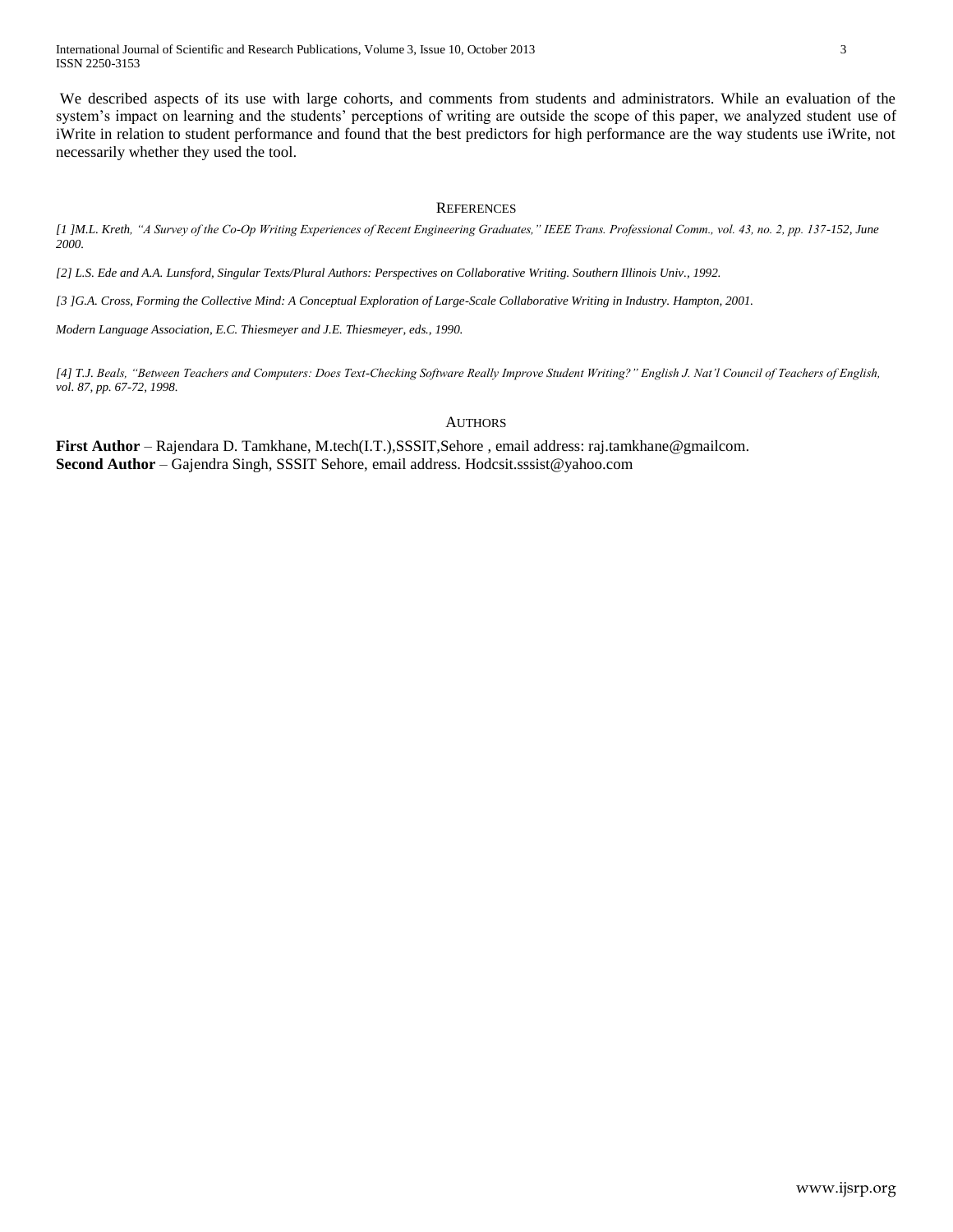We described aspects of its use with large cohorts, and comments from students and administrators. While an evaluation of the system's impact on learning and the students' perceptions of writing are outside the scope of this paper, we analyzed student use of iWrite in relation to student performance and found that the best predictors for high performance are the way students use iWrite, not necessarily whether they used the tool.

## REFERENCES

*[1 ]M.L. Kreth, "A Survey of the Co-Op Writing Experiences of Recent Engineering Graduates," IEEE Trans. Professional Comm., vol. 43, no. 2, pp. 137-152, June 2000.*

*[2] L.S. Ede and A.A. Lunsford, Singular Texts/Plural Authors: Perspectives on Collaborative Writing. Southern Illinois Univ., 1992.*

*[3 ]G.A. Cross, Forming the Collective Mind: A Conceptual Exploration of Large-Scale Collaborative Writing in Industry. Hampton, 2001.*

*Modern Language Association, E.C. Thiesmeyer and J.E. Thiesmeyer, eds., 1990.*

*[4] T.J. Beals, "Between Teachers and Computers: Does Text-Checking Software Really Improve Student Writing?" English J. Nat'l Council of Teachers of English, vol. 87, pp. 67-72, 1998.*

## AUTHORS

**First Author** – Rajendara D. Tamkhane, M.tech(I.T.),SSSIT,Sehore , email address: raj.tamkhane@gmailcom.
**Second Author** – Gajendra Singh, SSSIT Sehore, email address. Hodcsit.sssist@yahoo.com